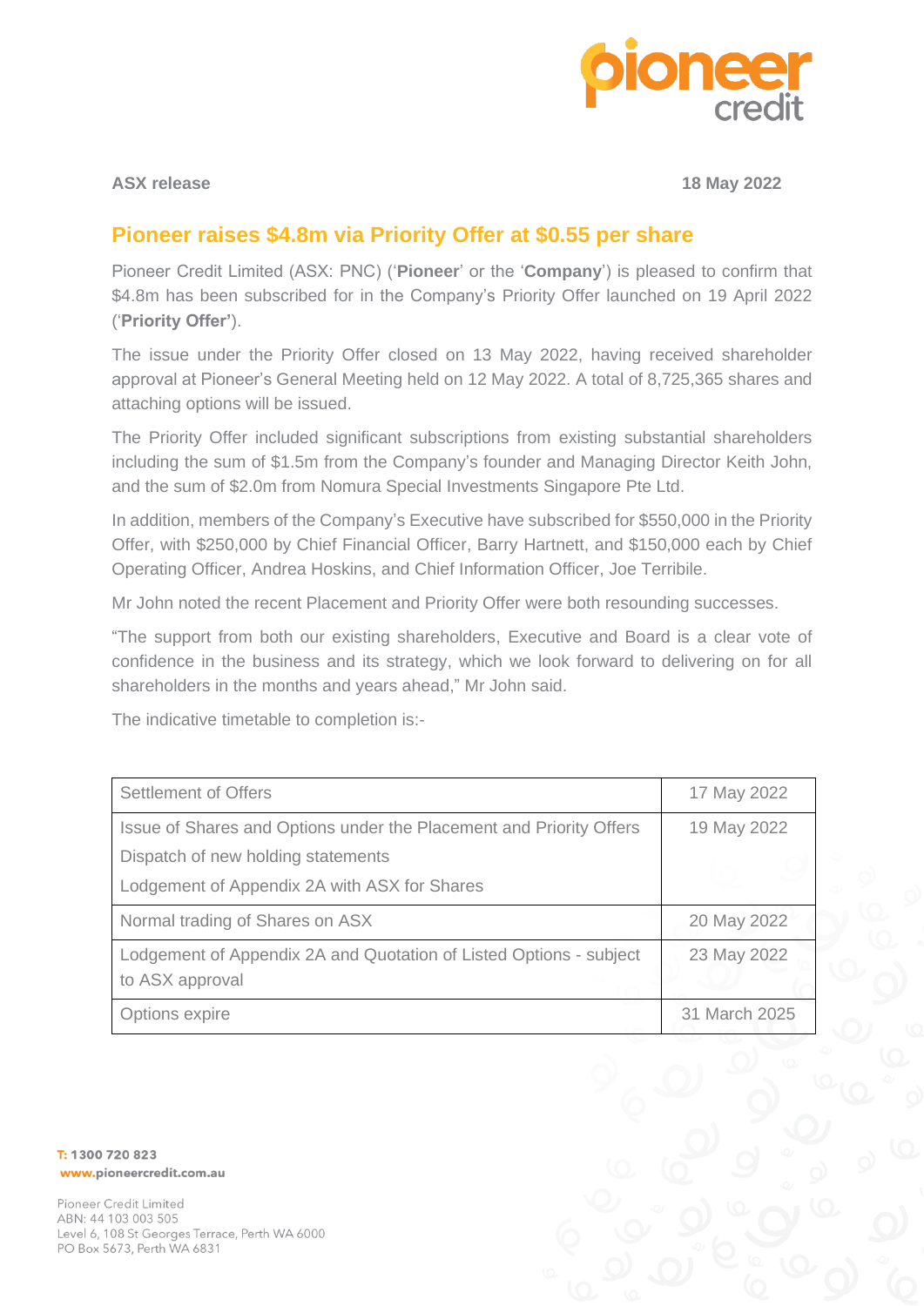**ASX release** **18 May 2022**

# Pioneer raises $4.8m via Priority Offer at $0.55 per share

Pioneer Credit Limited (ASX: PNC) ('**Pioneer**' or the '**Company**') is pleased to confirm that $4.8m has been subscribed for in the Company's Priority Offer launched on 19 April 2022 ('**Priority Offer'**).

The issue under the Priority Offer closed on 13 May 2022, having received shareholder approval at Pioneer's General Meeting held on 12 May 2022. A total of 8,725,365 shares and attaching options will be issued.

The Priority Offer included significant subscriptions from existing substantial shareholders including the sum of $1.5m from the Company's founder and Managing Director Keith John, and the sum of $2.0m from Nomura Special Investments Singapore Pte Ltd.

In addition, members of the Company's Executive have subscribed for $550,000 in the Priority Offer, with $250,000 by Chief Financial Officer, Barry Hartnett, and $150,000 each by Chief Operating Officer, Andrea Hoskins, and Chief Information Officer, Joe Terribile.

Mr John noted the recent Placement and Priority Offer were both resounding successes.

"The support from both our existing shareholders, Executive and Board is a clear vote of confidence in the business and its strategy, which we look forward to delivering on for all shareholders in the months and years ahead," Mr John said.

The indicative timetable to completion is:-

| | |
|---|---|
| Settlement of Offers | 17 May 2022 |
| Issue of Shares and Options under the Placement and Priority Offers<br>Dispatch of new holding statements<br>Lodgement of Appendix 2A with ASX for Shares | 19 May 2022 |
| Normal trading of Shares on ASX | 20 May 2022 |
| Lodgement of Appendix 2A and Quotation of Listed Options - subject to ASX approval | 23 May 2022 |
| Options expire | 31 March 2025 |

**T: 1300 720 823**
**www.pioneercredit.com.au**

Pioneer Credit Limited
ABN: 44 103 003 505
Level 6, 108 St Georges Terrace, Perth WA 6000
PO Box 5673, Perth WA 6831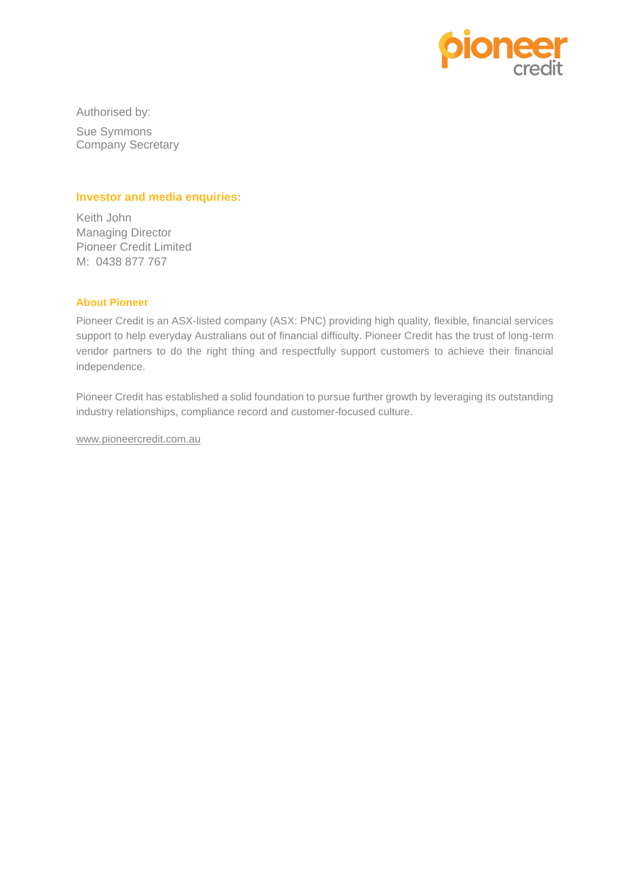Authorised by:

Sue Symmons
Company Secretary

## Investor and media enquiries:

Keith John
Managing Director
Pioneer Credit Limited
M: 0438 877 767

### About Pioneer

Pioneer Credit is an ASX-listed company (ASX: PNC) providing high quality, flexible, financial services support to help everyday Australians out of financial difficulty. Pioneer Credit has the trust of long-term vendor partners to do the right thing and respectfully support customers to achieve their financial independence.

Pioneer Credit has established a solid foundation to pursue further growth by leveraging its outstanding industry relationships, compliance record and customer-focused culture.

www.pioneercredit.com.au